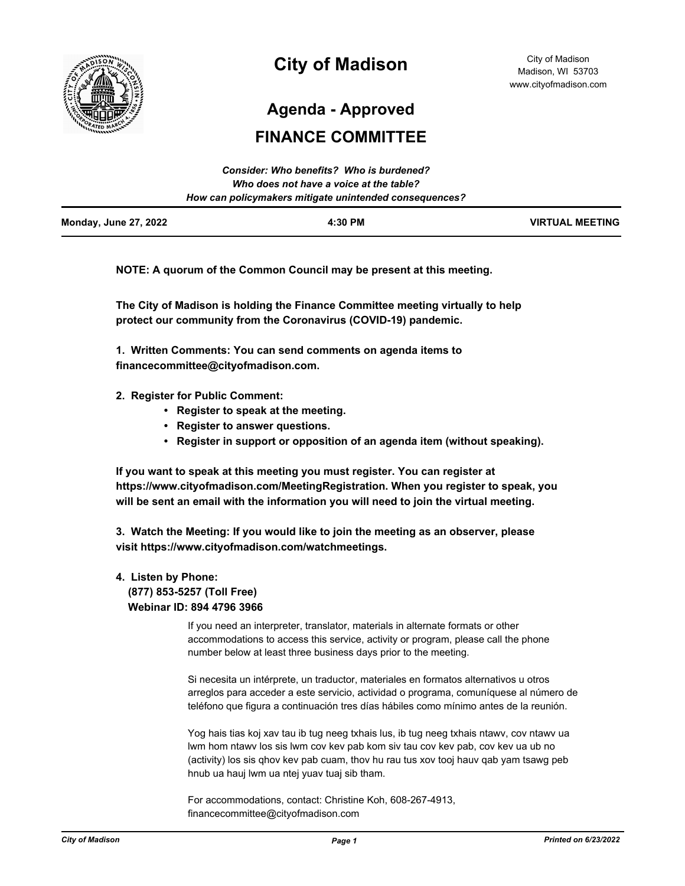# City of Madison

City of Madison
Madison, WI 53703
www.cityofmadison.com

## Agenda - Approved

## FINANCE COMMITTEE

*Consider: Who benefits? Who is burdened?*
*Who does not have a voice at the table?*
*How can policymakers mitigate unintended consequences?*

**Monday, June 27, 2022** | **4:30 PM** | **VIRTUAL MEETING**

---

**NOTE: A quorum of the Common Council may be present at this meeting.**

**The City of Madison is holding the Finance Committee meeting virtually to help protect our community from the Coronavirus (COVID-19) pandemic.**

**1. Written Comments: You can send comments on agenda items to financecommittee@cityofmadison.com.**

**2. Register for Public Comment:**
- **Register to speak at the meeting.**
- **Register to answer questions.**
- **Register in support or opposition of an agenda item (without speaking).**

**If you want to speak at this meeting you must register. You can register at https://www.cityofmadison.com/MeetingRegistration. When you register to speak, you will be sent an email with the information you will need to join the virtual meeting.**

**3. Watch the Meeting: If you would like to join the meeting as an observer, please visit https://www.cityofmadison.com/watchmeetings.**

**4. Listen by Phone:**
**(877) 853-5257 (Toll Free)**
**Webinar ID: 894 4796 3966**

If you need an interpreter, translator, materials in alternate formats or other accommodations to access this service, activity or program, please call the phone number below at least three business days prior to the meeting.

Si necesita un intérprete, un traductor, materiales en formatos alternativos u otros arreglos para acceder a este servicio, actividad o programa, comuníquese al número de teléfono que figura a continuación tres días hábiles como mínimo antes de la reunión.

Yog hais tias koj xav tau ib tug neeg txhais lus, ib tug neeg txhais ntawv, cov ntawv ua lwm hom ntawv los sis lwm cov kev pab kom siv tau cov kev pab, cov kev ua ub no (activity) los sis qhov kev pab cuam, thov hu rau tus xov tooj hauv qab yam tsawg peb hnub ua hauj lwm ua ntej yuav tuaj sib tham.

For accommodations, contact: Christine Koh, 608-267-4913, financecommittee@cityofmadison.com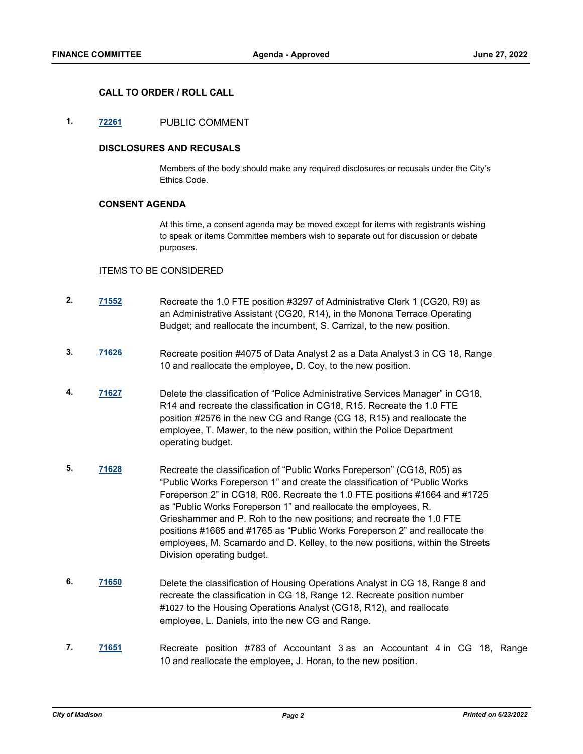### CALL TO ORDER / ROLL CALL

**1.** 72261 PUBLIC COMMENT

### DISCLOSURES AND RECUSALS

Members of the body should make any required disclosures or recusals under the City's Ethics Code.

### CONSENT AGENDA

At this time, a consent agenda may be moved except for items with registrants wishing to speak or items Committee members wish to separate out for discussion or debate purposes.

ITEMS TO BE CONSIDERED

**2.** 71552 Recreate the 1.0 FTE position #3297 of Administrative Clerk 1 (CG20, R9) as an Administrative Assistant (CG20, R14), in the Monona Terrace Operating Budget; and reallocate the incumbent, S. Carrizal, to the new position.

**3.** 71626 Recreate position #4075 of Data Analyst 2 as a Data Analyst 3 in CG 18, Range 10 and reallocate the employee, D. Coy, to the new position.

**4.** 71627 Delete the classification of “Police Administrative Services Manager” in CG18, R14 and recreate the classification in CG18, R15. Recreate the 1.0 FTE position #2576 in the new CG and Range (CG 18, R15) and reallocate the employee, T. Mawer, to the new position, within the Police Department operating budget.

**5.** 71628 Recreate the classification of “Public Works Foreperson” (CG18, R05) as “Public Works Foreperson 1” and create the classification of “Public Works Foreperson 2” in CG18, R06. Recreate the 1.0 FTE positions #1664 and #1725 as “Public Works Foreperson 1” and reallocate the employees, R. Grieshammer and P. Roh to the new positions; and recreate the 1.0 FTE positions #1665 and #1765 as “Public Works Foreperson 2” and reallocate the employees, M. Scamardo and D. Kelley, to the new positions, within the Streets Division operating budget.

**6.** 71650 Delete the classification of Housing Operations Analyst in CG 18, Range 8 and recreate the classification in CG 18, Range 12. Recreate position number #1027 to the Housing Operations Analyst (CG18, R12), and reallocate employee, L. Daniels, into the new CG and Range.

**7.** 71651 Recreate position #783 of Accountant 3 as an Accountant 4 in CG 18, Range 10 and reallocate the employee, J. Horan, to the new position.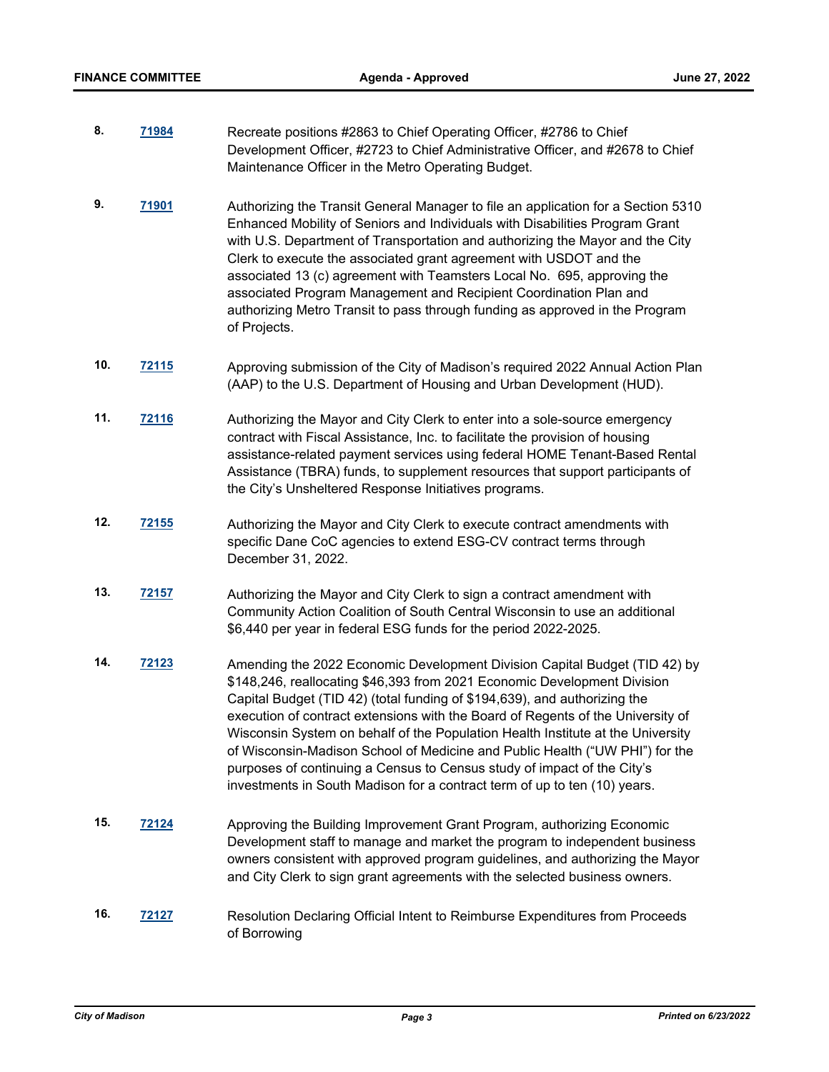8. **71984** Recreate positions #2863 to Chief Operating Officer, #2786 to Chief Development Officer, #2723 to Chief Administrative Officer, and #2678 to Chief Maintenance Officer in the Metro Operating Budget.

9. **71901** Authorizing the Transit General Manager to file an application for a Section 5310 Enhanced Mobility of Seniors and Individuals with Disabilities Program Grant with U.S. Department of Transportation and authorizing the Mayor and the City Clerk to execute the associated grant agreement with USDOT and the associated 13 (c) agreement with Teamsters Local No. 695, approving the associated Program Management and Recipient Coordination Plan and authorizing Metro Transit to pass through funding as approved in the Program of Projects.

10. **72115** Approving submission of the City of Madison's required 2022 Annual Action Plan (AAP) to the U.S. Department of Housing and Urban Development (HUD).

11. **72116** Authorizing the Mayor and City Clerk to enter into a sole-source emergency contract with Fiscal Assistance, Inc. to facilitate the provision of housing assistance-related payment services using federal HOME Tenant-Based Rental Assistance (TBRA) funds, to supplement resources that support participants of the City's Unsheltered Response Initiatives programs.

12. **72155** Authorizing the Mayor and City Clerk to execute contract amendments with specific Dane CoC agencies to extend ESG-CV contract terms through December 31, 2022.

13. **72157** Authorizing the Mayor and City Clerk to sign a contract amendment with Community Action Coalition of South Central Wisconsin to use an additional $6,440 per year in federal ESG funds for the period 2022-2025.

14. **72123** Amending the 2022 Economic Development Division Capital Budget (TID 42) by $148,246, reallocating $46,393 from 2021 Economic Development Division Capital Budget (TID 42) (total funding of $194,639), and authorizing the execution of contract extensions with the Board of Regents of the University of Wisconsin System on behalf of the Population Health Institute at the University of Wisconsin-Madison School of Medicine and Public Health ("UW PHI") for the purposes of continuing a Census to Census study of impact of the City's investments in South Madison for a contract term of up to ten (10) years.

15. **72124** Approving the Building Improvement Grant Program, authorizing Economic Development staff to manage and market the program to independent business owners consistent with approved program guidelines, and authorizing the Mayor and City Clerk to sign grant agreements with the selected business owners.

16. **72127** Resolution Declaring Official Intent to Reimburse Expenditures from Proceeds of Borrowing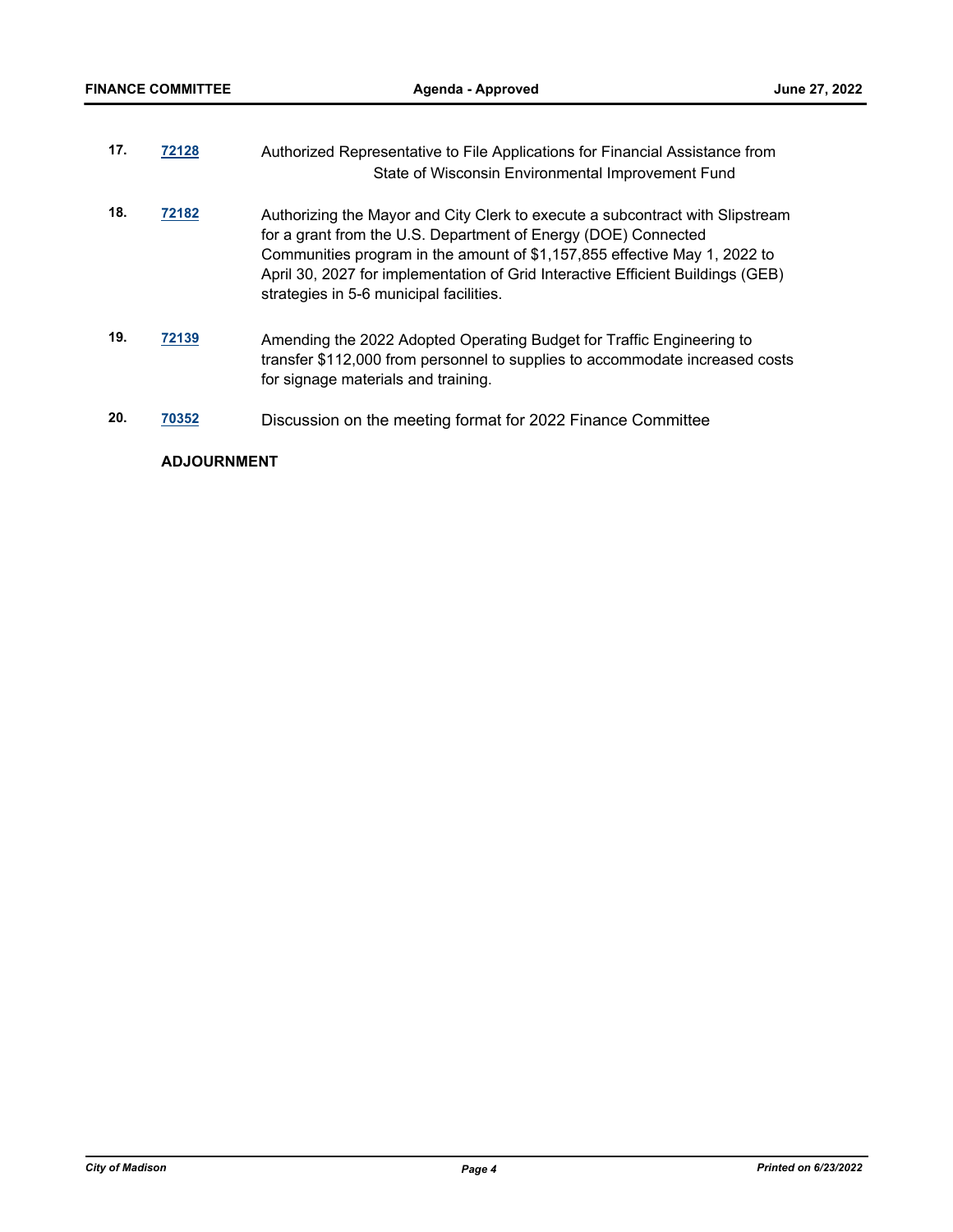17. **72128** Authorized Representative to File Applications for Financial Assistance from State of Wisconsin Environmental Improvement Fund

18. **72182** Authorizing the Mayor and City Clerk to execute a subcontract with Slipstream for a grant from the U.S. Department of Energy (DOE) Connected Communities program in the amount of $1,157,855 effective May 1, 2022 to April 30, 2027 for implementation of Grid Interactive Efficient Buildings (GEB) strategies in 5-6 municipal facilities.

19. **72139** Amending the 2022 Adopted Operating Budget for Traffic Engineering to transfer $112,000 from personnel to supplies to accommodate increased costs for signage materials and training.

20. **70352** Discussion on the meeting format for 2022 Finance Committee

**ADJOURNMENT**